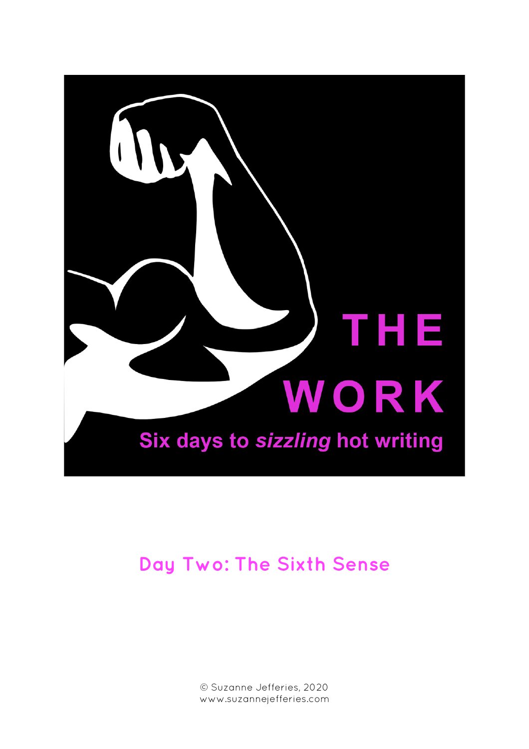# THE WORK

**Six days to *sizzling* hot writing**

## Day Two: The Sixth Sense

© Suzanne Jefferies, 2020
www.suzannejefferies.com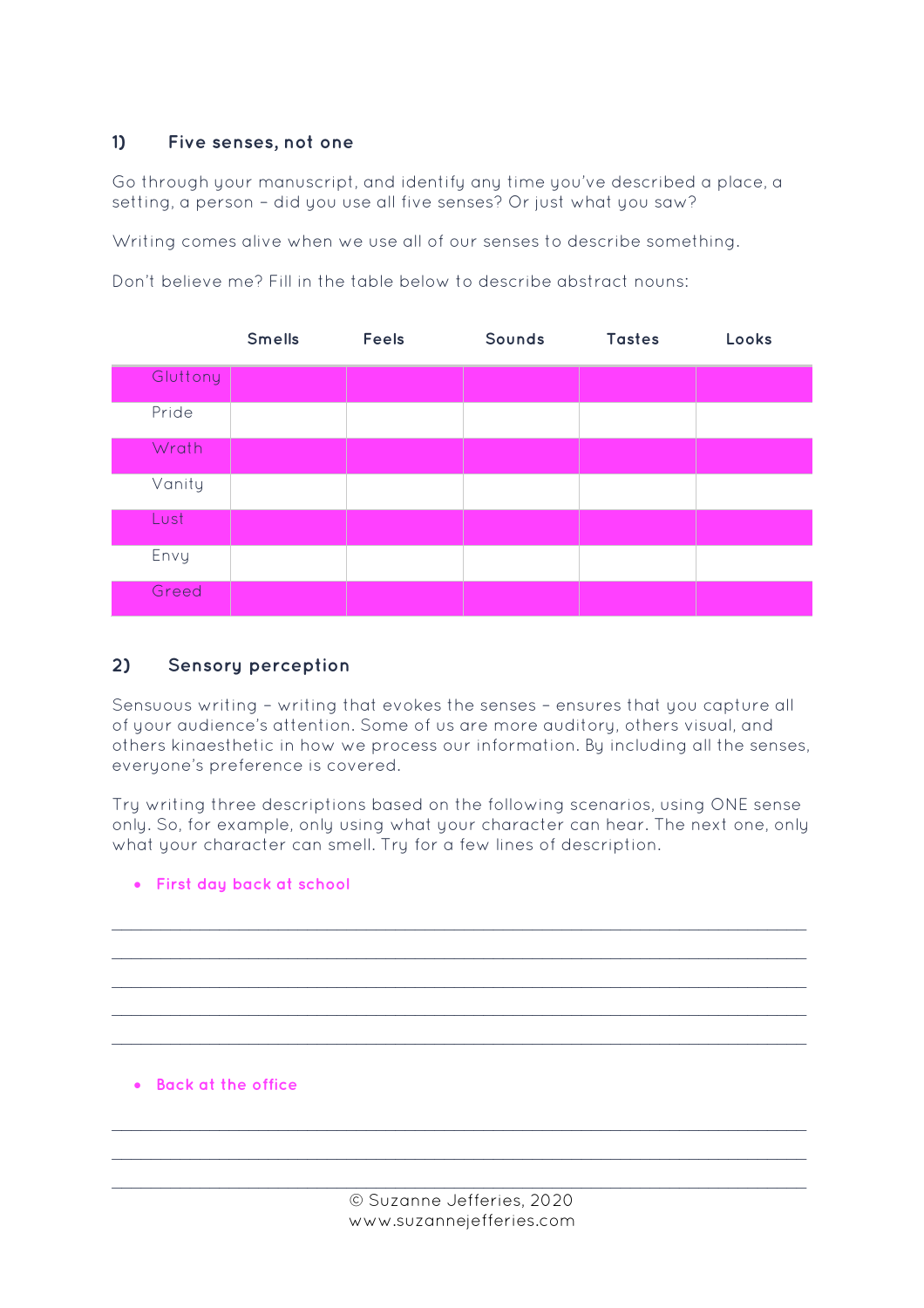## 1) Five senses, not one

Go through your manuscript, and identify any time you've described a place, a setting, a person – did you use all five senses? Or just what you saw?

Writing comes alive when we use all of our senses to describe something.

Don't believe me? Fill in the table below to describe abstract nouns:

| | Smells | Feels | Sounds | Tastes | Looks |
|---|---|---|---|---|---|
| Gluttony | | | | | |
| Pride | | | | | |
| Wrath | | | | | |
| Vanity | | | | | |
| Lust | | | | | |
| Envy | | | | | |
| Greed | | | | | |

## 2) Sensory perception

Sensuous writing – writing that evokes the senses – ensures that you capture all of your audience's attention. Some of us are more auditory, others visual, and others kinaesthetic in how we process our information. By including all the senses, everyone's preference is covered.

Try writing three descriptions based on the following scenarios, using ONE sense only. So, for example, only using what your character can hear. The next one, only what your character can smell. Try for a few lines of description.

- **First day back at school**

______________________________________________________________________

______________________________________________________________________

______________________________________________________________________

______________________________________________________________________

______________________________________________________________________

- **Back at the office**

______________________________________________________________________

______________________________________________________________________

______________________________________________________________________

© Suzanne Jefferies, 2020
www.suzannejefferies.com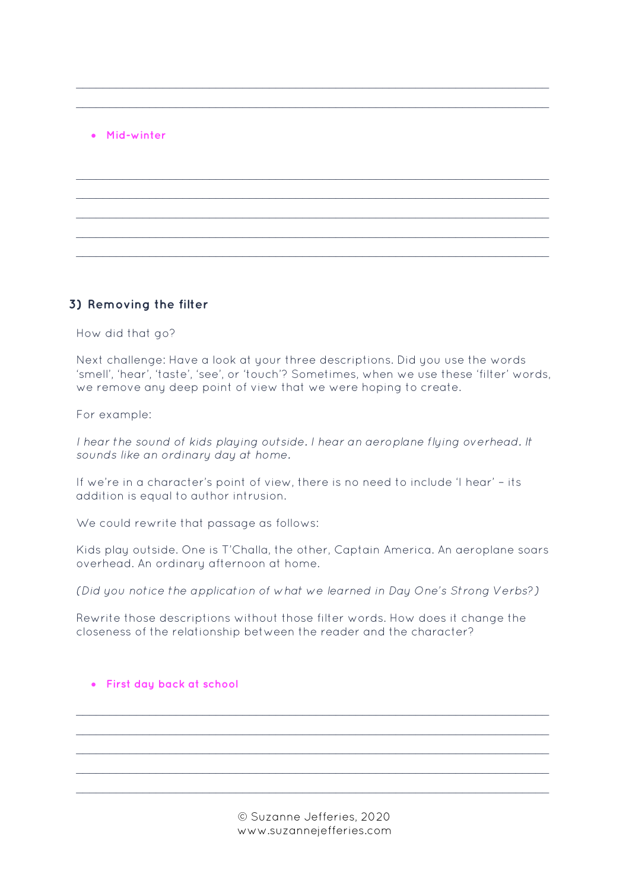- **Mid-winter**

### 3) Removing the filter

How did that go?

Next challenge: Have a look at your three descriptions. Did you use the words 'smell', 'hear', 'taste', 'see', or 'touch'? Sometimes, when we use these 'filter' words, we remove any deep point of view that we were hoping to create.

For example:

*I hear the sound of kids playing outside. I hear an aeroplane flying overhead. It sounds like an ordinary day at home.*

If we're in a character's point of view, there is no need to include 'I hear' – its addition is equal to author intrusion.

We could rewrite that passage as follows:

Kids play outside. One is T'Challa, the other, Captain America. An aeroplane soars overhead. An ordinary afternoon at home.

*(Did you notice the application of what we learned in Day One's Strong Verbs?)*

Rewrite those descriptions without those filter words. How does it change the closeness of the relationship between the reader and the character?

- **First day back at school**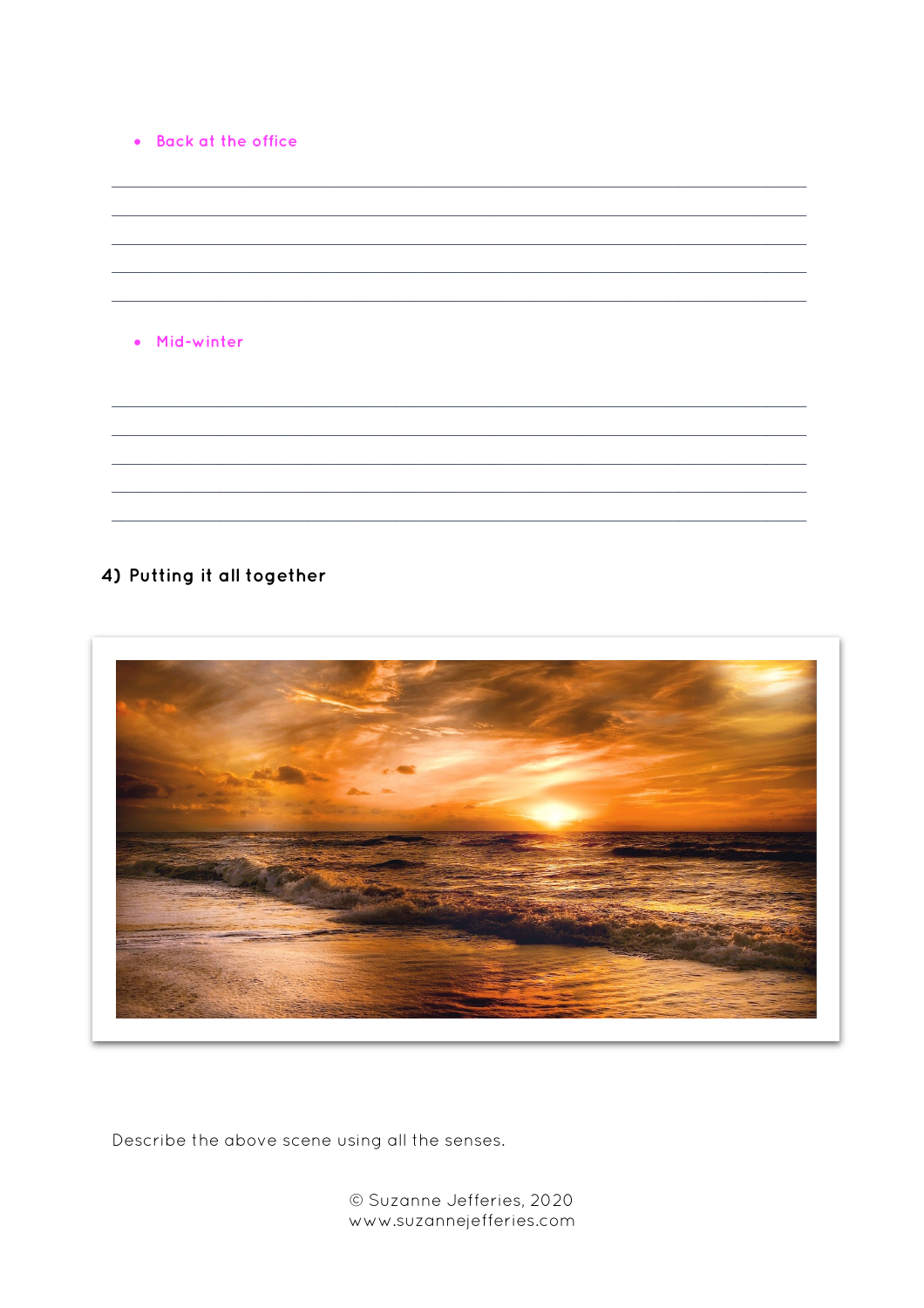- Back at the office

- Mid-winter

### 4) Putting it all together

Describe the above scene using all the senses.

© Suzanne Jefferies, 2020
www.suzannejefferies.com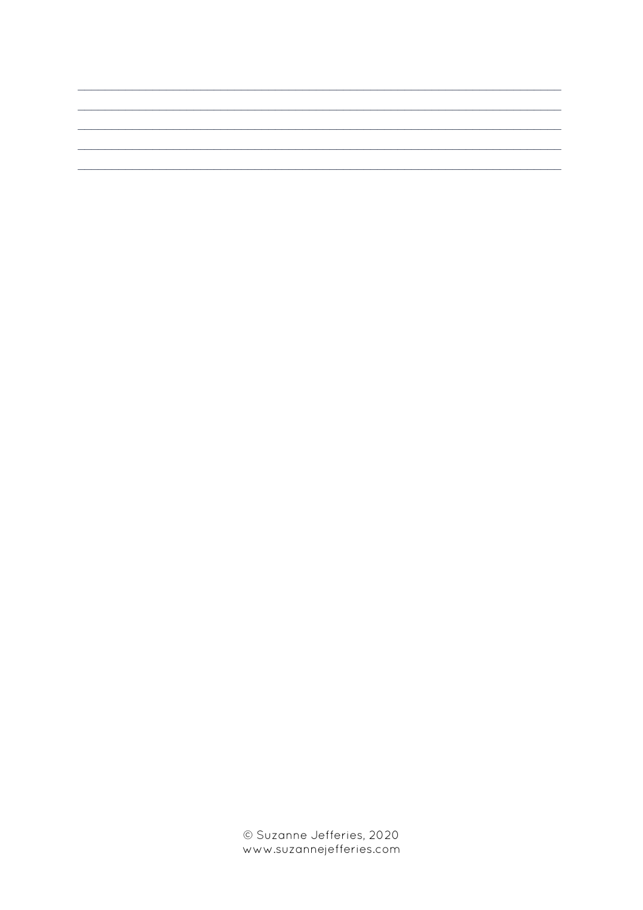© Suzanne Jefferies, 2020
www.suzannejefferies.com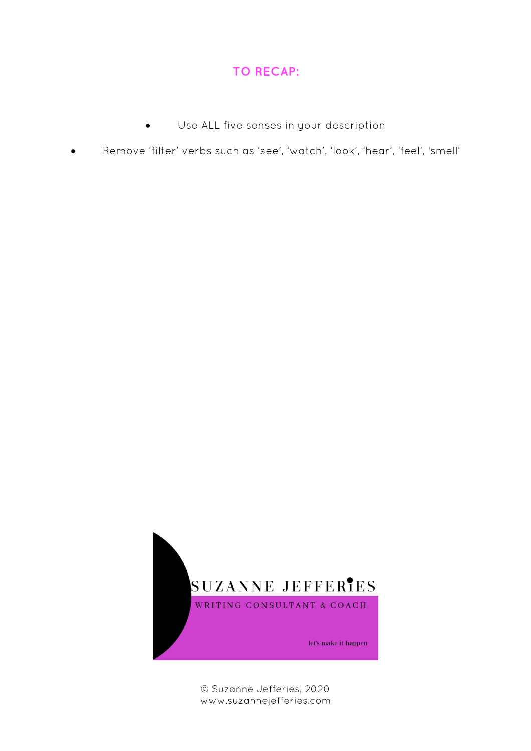## TO RECAP:

- Use ALL five senses in your description
- Remove 'filter' verbs such as 'see', 'watch', 'look', 'hear', 'feel', 'smell'

SUZANNE JEFFERIES
WRITING CONSULTANT & COACH
let's make it happen

© Suzanne Jefferies, 2020
www.suzannejefferies.com